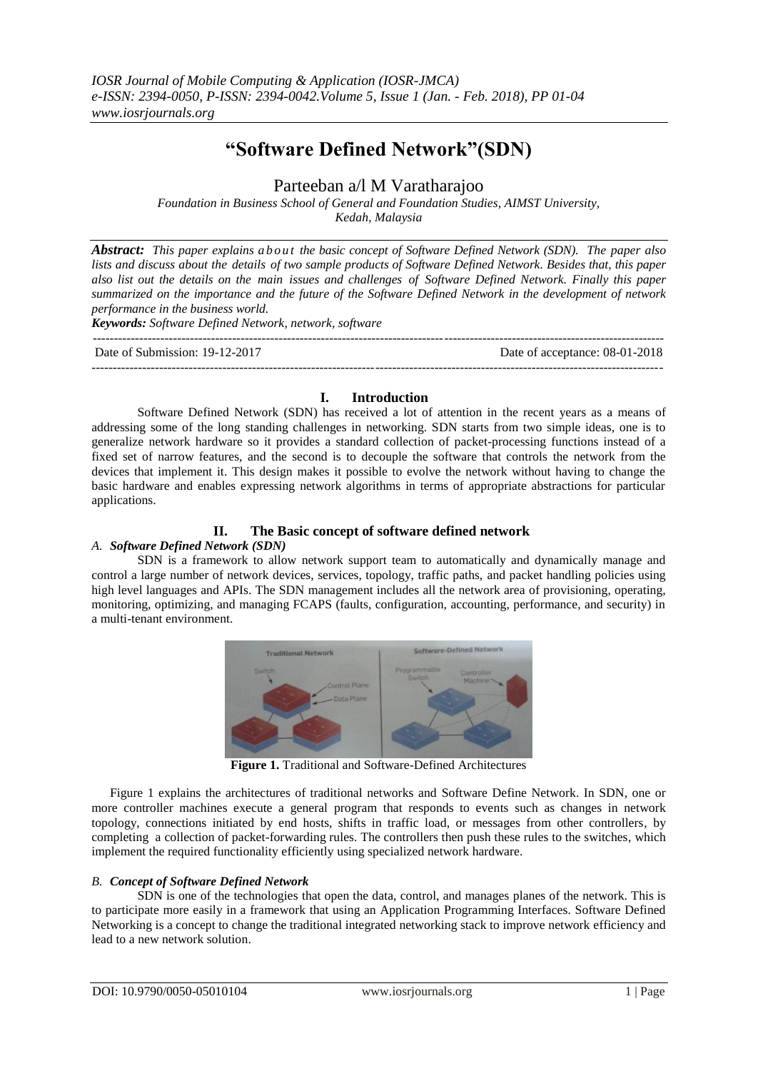# "Software Defined Network"(SDN)

Parteeban a/l M Varatharajoo

*Foundation in Business School of General and Foundation Studies, AIMST University, Kedah, Malaysia*

***Abstract:*** *This paper explains about the basic concept of Software Defined Network (SDN). The paper also lists and discuss about the details of two sample products of Software Defined Network. Besides that, this paper also list out the details on the main issues and challenges of Software Defined Network. Finally this paper summarized on the importance and the future of the Software Defined Network in the development of network performance in the business world.*

***Keywords:*** *Software Defined Network, network, software*

Date of Submission: 19-12-2017 Date of acceptance: 08-01-2018

## I. Introduction

Software Defined Network (SDN) has received a lot of attention in the recent years as a means of addressing some of the long standing challenges in networking. SDN starts from two simple ideas, one is to generalize network hardware so it provides a standard collection of packet-processing functions instead of a fixed set of narrow features, and the second is to decouple the software that controls the network from the devices that implement it. This design makes it possible to evolve the network without having to change the basic hardware and enables expressing network algorithms in terms of appropriate abstractions for particular applications.

## II. The Basic concept of software defined network

### *A. Software Defined Network (SDN)*

SDN is a framework to allow network support team to automatically and dynamically manage and control a large number of network devices, services, topology, traffic paths, and packet handling policies using high level languages and APIs. The SDN management includes all the network area of provisioning, operating, monitoring, optimizing, and managing FCAPS (faults, configuration, accounting, performance, and security) in a multi-tenant environment.

**Figure 1.** Traditional and Software-Defined Architectures

Figure 1 explains the architectures of traditional networks and Software Define Network. In SDN, one or more controller machines execute a general program that responds to events such as changes in network topology, connections initiated by end hosts, shifts in traffic load, or messages from other controllers, by completing a collection of packet-forwarding rules. The controllers then push these rules to the switches, which implement the required functionality efficiently using specialized network hardware.

### *B. Concept of Software Defined Network*

SDN is one of the technologies that open the data, control, and manages planes of the network. This is to participate more easily in a framework that using an Application Programming Interfaces. Software Defined Networking is a concept to change the traditional integrated networking stack to improve network efficiency and lead to a new network solution.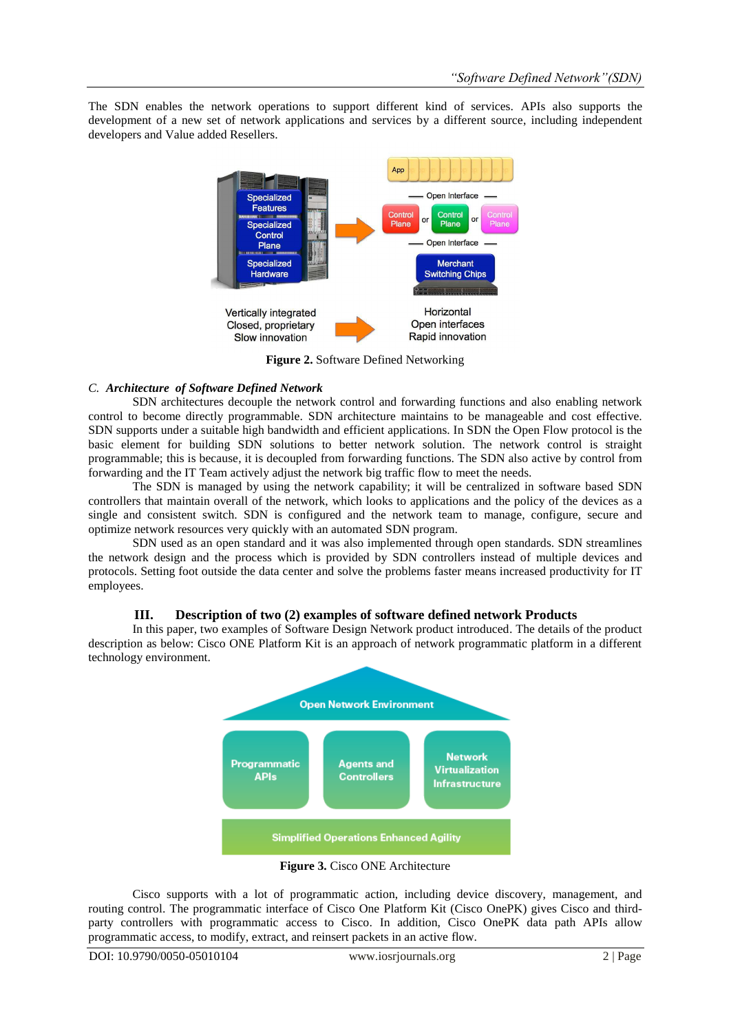The SDN enables the network operations to support different kind of services. APIs also supports the development of a new set of network applications and services by a different source, including independent developers and Value added Resellers.

**Figure 2.** Software Defined Networking

### C. *Architecture of Software Defined Network*

SDN architectures decouple the network control and forwarding functions and also enabling network control to become directly programmable. SDN architecture maintains to be manageable and cost effective. SDN supports under a suitable high bandwidth and efficient applications. In SDN the Open Flow protocol is the basic element for building SDN solutions to better network solution. The network control is straight programmable; this is because, it is decoupled from forwarding functions. The SDN also active by control from forwarding and the IT Team actively adjust the network big traffic flow to meet the needs.

The SDN is managed by using the network capability; it will be centralized in software based SDN controllers that maintain overall of the network, which looks to applications and the policy of the devices as a single and consistent switch. SDN is configured and the network team to manage, configure, secure and optimize network resources very quickly with an automated SDN program.

SDN used as an open standard and it was also implemented through open standards. SDN streamlines the network design and the process which is provided by SDN controllers instead of multiple devices and protocols. Setting foot outside the data center and solve the problems faster means increased productivity for IT employees.

## III. Description of two (2) examples of software defined network Products

In this paper, two examples of Software Design Network product introduced. The details of the product description as below: Cisco ONE Platform Kit is an approach of network programmatic platform in a different technology environment.

**Figure 3.** Cisco ONE Architecture

Cisco supports with a lot of programmatic action, including device discovery, management, and routing control. The programmatic interface of Cisco One Platform Kit (Cisco OnePK) gives Cisco and third-party controllers with programmatic access to Cisco. In addition, Cisco OnePK data path APIs allow programmatic access, to modify, extract, and reinsert packets in an active flow.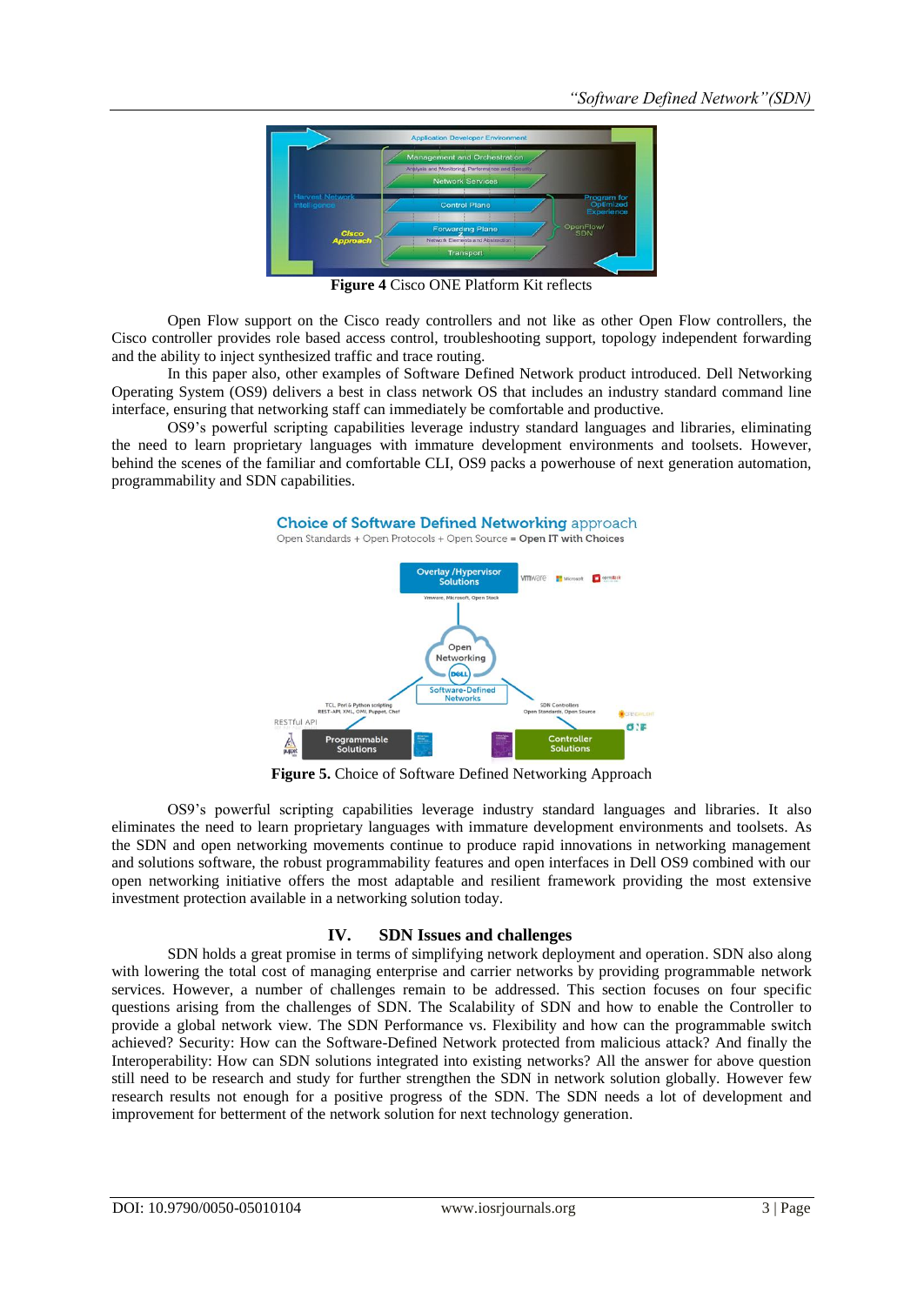**Figure 4** Cisco ONE Platform Kit reflects

Open Flow support on the Cisco ready controllers and not like as other Open Flow controllers, the Cisco controller provides role based access control, troubleshooting support, topology independent forwarding and the ability to inject synthesized traffic and trace routing.

In this paper also, other examples of Software Defined Network product introduced. Dell Networking Operating System (OS9) delivers a best in class network OS that includes an industry standard command line interface, ensuring that networking staff can immediately be comfortable and productive.

OS9's powerful scripting capabilities leverage industry standard languages and libraries, eliminating the need to learn proprietary languages with immature development environments and toolsets. However, behind the scenes of the familiar and comfortable CLI, OS9 packs a powerhouse of next generation automation, programmability and SDN capabilities.

**Figure 5.** Choice of Software Defined Networking Approach

OS9's powerful scripting capabilities leverage industry standard languages and libraries. It also eliminates the need to learn proprietary languages with immature development environments and toolsets. As the SDN and open networking movements continue to produce rapid innovations in networking management and solutions software, the robust programmability features and open interfaces in Dell OS9 combined with our open networking initiative offers the most adaptable and resilient framework providing the most extensive investment protection available in a networking solution today.

## IV. SDN Issues and challenges

SDN holds a great promise in terms of simplifying network deployment and operation. SDN also along with lowering the total cost of managing enterprise and carrier networks by providing programmable network services. However, a number of challenges remain to be addressed. This section focuses on four specific questions arising from the challenges of SDN. The Scalability of SDN and how to enable the Controller to provide a global network view. The SDN Performance vs. Flexibility and how can the programmable switch achieved? Security: How can the Software-Defined Network protected from malicious attack? And finally the Interoperability: How can SDN solutions integrated into existing networks? All the answer for above question still need to be research and study for further strengthen the SDN in network solution globally. However few research results not enough for a positive progress of the SDN. The SDN needs a lot of development and improvement for betterment of the network solution for next technology generation.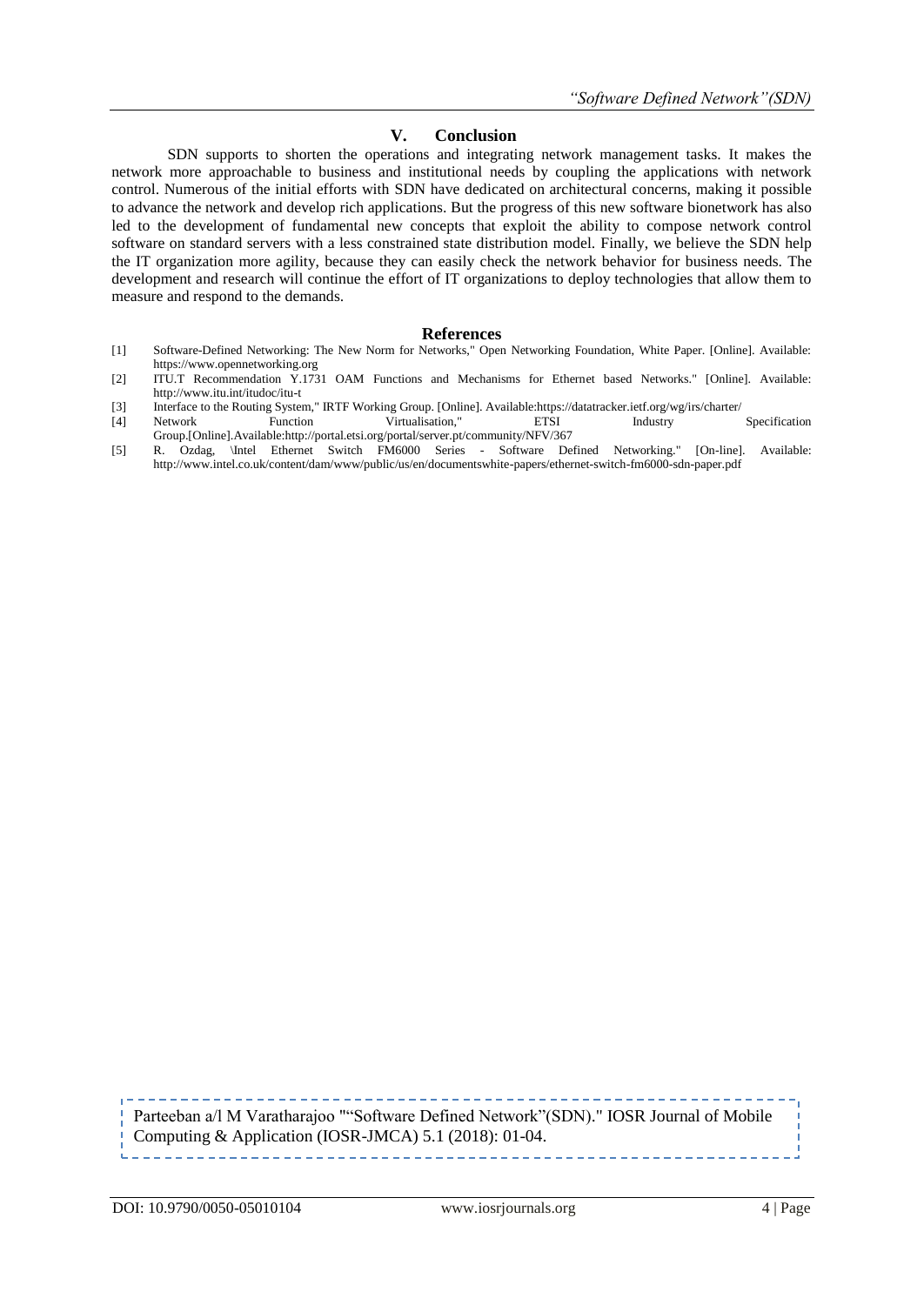## V. Conclusion

SDN supports to shorten the operations and integrating network management tasks. It makes the network more approachable to business and institutional needs by coupling the applications with network control. Numerous of the initial efforts with SDN have dedicated on architectural concerns, making it possible to advance the network and develop rich applications. But the progress of this new software bionetwork has also led to the development of fundamental new concepts that exploit the ability to compose network control software on standard servers with a less constrained state distribution model. Finally, we believe the SDN help the IT organization more agility, because they can easily check the network behavior for business needs. The development and research will continue the effort of IT organizations to deploy technologies that allow them to measure and respond to the demands.

## References

[1] Software-Defined Networking: The New Norm for Networks," Open Networking Foundation, White Paper. [Online]. Available: https://www.opennetworking.org

[2] ITU.T Recommendation Y.1731 OAM Functions and Mechanisms for Ethernet based Networks." [Online]. Available: http://www.itu.int/itudoc/itu-t

[3] Interface to the Routing System," IRTF Working Group. [Online]. Available:https://datatracker.ietf.org/wg/irs/charter/

[4] Network Function Virtualisation," ETSI Industry Specification Group.[Online].Available:http://portal.etsi.org/portal/server.pt/community/NFV/367

[5] R. Ozdag, \Intel Ethernet Switch FM6000 Series - Software Defined Networking." [On-line]. Available: http://www.intel.co.uk/content/dam/www/public/us/en/documentswhite-papers/ethernet-switch-fm6000-sdn-paper.pdf

Parteeban a/l M Varatharajoo "“Software Defined Network”(SDN)." IOSR Journal of Mobile Computing & Application (IOSR-JMCA) 5.1 (2018): 01-04.